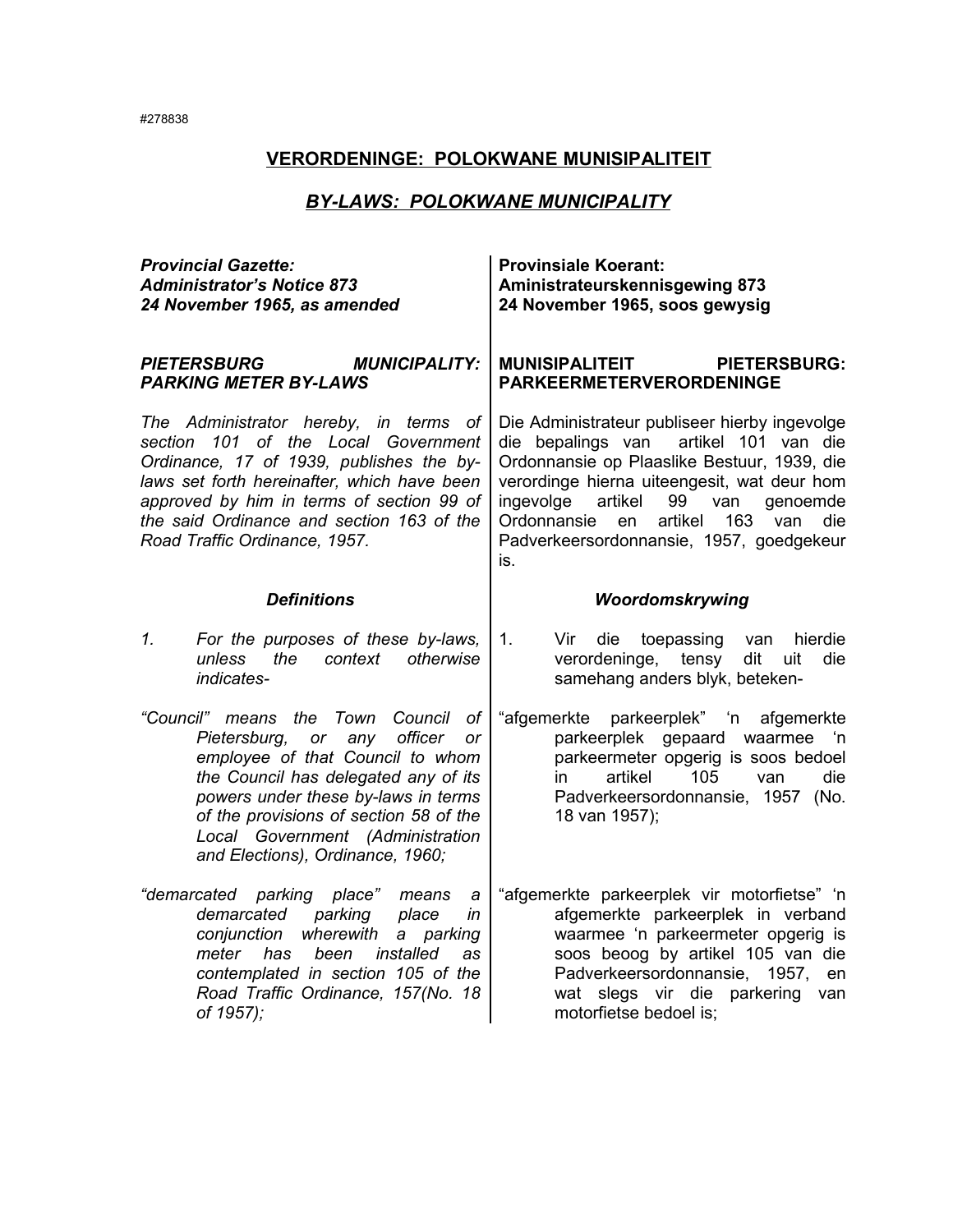#278838

## VERORDENINGE: POLOKWANE MUNISIPALITEIT

## *BY-LAWS: POLOKWANE MUNICIPALITY*

***Provincial Gazette:***
***Administrator's Notice 873***
***24 November 1965, as amended***

***PIETERSBURG MUNICIPALITY: PARKING METER BY-LAWS***

*The Administrator hereby, in terms of section 101 of the Local Government Ordinance, 17 of 1939, publishes the by-laws set forth hereinafter, which have been approved by him in terms of section 99 of the said Ordinance and section 163 of the Road Traffic Ordinance, 1957.*

### *Definitions*

*1. For the purposes of these by-laws, unless the context otherwise indicates-*

*"Council" means the Town Council of Pietersburg, or any officer or employee of that Council to whom the Council has delegated any of its powers under these by-laws in terms of the provisions of section 58 of the Local Government (Administration and Elections), Ordinance, 1960;*

*"demarcated parking place" means a demarcated parking place in conjunction wherewith a parking meter has been installed as contemplated in section 105 of the Road Traffic Ordinance, 157(No. 18 of 1957);*

**Provinsiale Koerant:**
**Aministrateurskennisgewing 873**
**24 November 1965, soos gewysig**

**MUNISIPALITEIT PIETERSBURG: PARKEERMETERVERORDENINGE**

Die Administrateur publiseer hierby ingevolge die bepalings van artikel 101 van die Ordonnansie op Plaaslike Bestuur, 1939, die verordinge hierna uiteengesit, wat deur hom ingevolge artikel 99 van genoemde Ordonnansie en artikel 163 van die Padverkeersordonnansie, 1957, goedgekeur is.

### *Woordomskrywing*

1. Vir die toepassing van hierdie verordeninge, tensy dit uit die samehang anders blyk, beteken-

"afgemerkte parkeerplek" 'n afgemerkte parkeerplek gepaard waarmee 'n parkeermeter opgerig is soos bedoel in artikel 105 van die Padverkeersordonnansie, 1957 (No. 18 van 1957);

"afgemerkte parkeerplek vir motorfietse" 'n afgemerkte parkeerplek in verband waarmee 'n parkeermeter opgerig is soos beoog by artikel 105 van die Padverkeersordonnansie, 1957, en wat slegs vir die parkering van motorfietse bedoel is;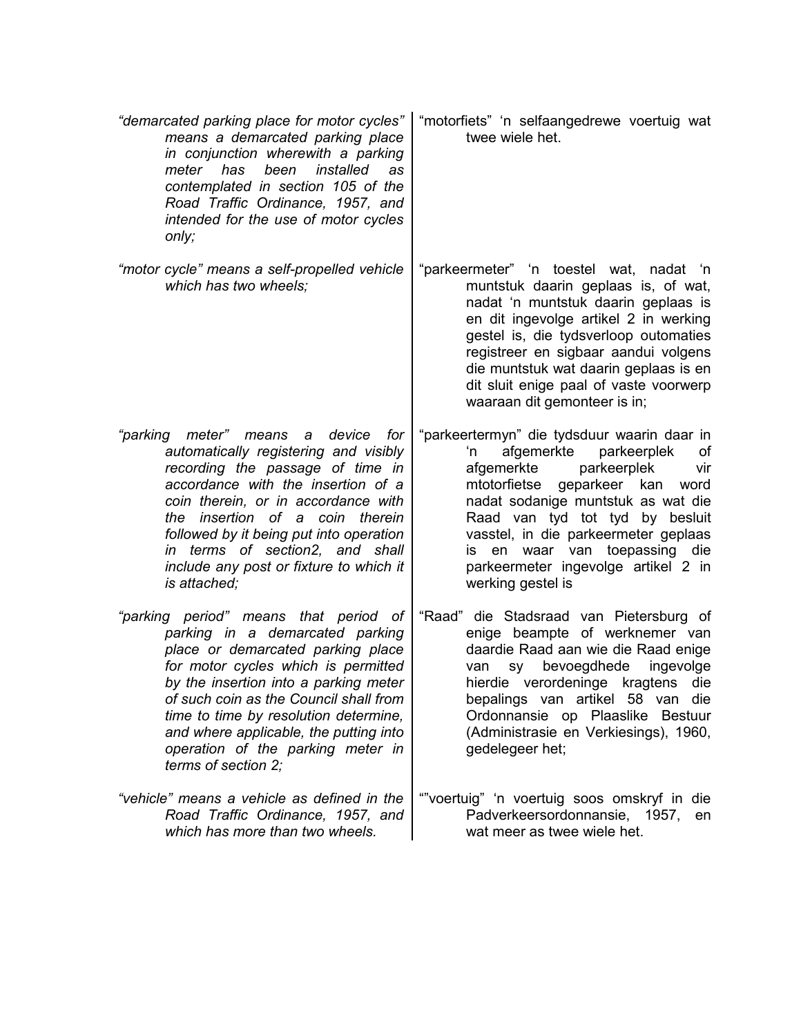*"demarcated parking place for motor cycles" means a demarcated parking place in conjunction wherewith a parking meter has been installed as contemplated in section 105 of the Road Traffic Ordinance, 1957, and intended for the use of motor cycles only;*

*"motor cycle" means a self-propelled vehicle which has two wheels;*

*"parking meter" means a device for automatically registering and visibly recording the passage of time in accordance with the insertion of a coin therein, or in accordance with the insertion of a coin therein followed by it being put into operation in terms of section2, and shall include any post or fixture to which it is attached;*

*"parking period" means that period of parking in a demarcated parking place or demarcated parking place for motor cycles which is permitted by the insertion into a parking meter of such coin as the Council shall from time to time by resolution determine, and where applicable, the putting into operation of the parking meter in terms of section 2;*

*"vehicle" means a vehicle as defined in the Road Traffic Ordinance, 1957, and which has more than two wheels.*

"motorfiets" 'n selfaangedrewe voertuig wat twee wiele het.

"parkeermeter" 'n toestel wat, nadat 'n muntstuk daarin geplaas is, of wat, nadat 'n muntstuk daarin geplaas is en dit ingevolge artikel 2 in werking gestel is, die tydsverloop outomaties registreer en sigbaar aandui volgens die muntstuk wat daarin geplaas is en dit sluit enige paal of vaste voorwerp waaraan dit gemonteer is in;

"parkeertermyn" die tydsduur waarin daar in 'n afgemerkte parkeerplek of afgemerkte parkeerplek vir mtotorfietse geparkeer kan word nadat sodanige muntstuk as wat die Raad van tyd tot tyd by besluit vasstel, in die parkeermeter geplaas is en waar van toepassing die parkeermeter ingevolge artikel 2 in werking gestel is

"Raad" die Stadsraad van Pietersburg of enige beampte of werknemer van daardie Raad aan wie die Raad enige van sy bevoegdhede ingevolge hierdie verordeninge kragtens die bepalings van artikel 58 van die Ordonnansie op Plaaslike Bestuur (Administrasie en Verkiesings), 1960, gedelegeer het;

""voertuig" 'n voertuig soos omskryf in die Padverkeersordonnansie, 1957, en wat meer as twee wiele het.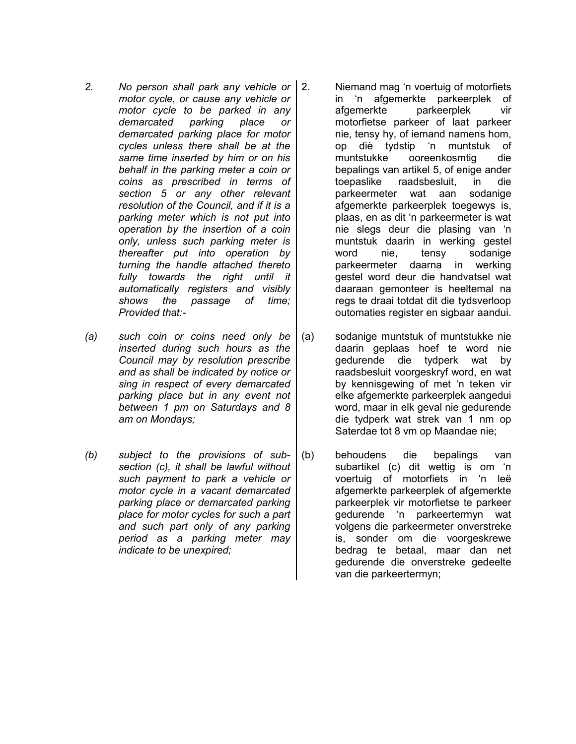*2. No person shall park any vehicle or motor cycle, or cause any vehicle or motor cycle to be parked in any demarcated parking place or demarcated parking place for motor cycles unless there shall be at the same time inserted by him or on his behalf in the parking meter a coin or coins as prescribed in terms of section 5 or any other relevant resolution of the Council, and if it is a parking meter which is not put into operation by the insertion of a coin only, unless such parking meter is thereafter put into operation by turning the handle attached thereto fully towards the right until it automatically registers and visibly shows the passage of time; Provided that:-*

*(a) such coin or coins need only be inserted during such hours as the Council may by resolution prescribe and as shall be indicated by notice or sing in respect of every demarcated parking place but in any event not between 1 pm on Saturdays and 8 am on Mondays;*

*(b) subject to the provisions of sub-section (c), it shall be lawful without such payment to park a vehicle or motor cycle in a vacant demarcated parking place or demarcated parking place for motor cycles for such a part and such part only of any parking period as a parking meter may indicate to be unexpired;*

2. Niemand mag 'n voertuig of motorfiets in 'n afgemerkte parkeerplek of afgemerkte parkeerplek vir motorfietse parkeer of laat parkeer nie, tensy hy, of iemand namens hom, op diè tydstip 'n muntstuk of muntstukke ooreenkosmtig die bepalings van artikel 5, of enige ander toepaslike raadsbesluit, in die parkeermeter wat aan sodanige afgemerkte parkeerplek toegewys is, plaas, en as dit 'n parkeermeter is wat nie slegs deur die plasing van 'n muntstuk daarin in werking gestel word nie, tensy sodanige parkeermeter daarna in werking gestel word deur die handvatsel wat daaraan gemonteer is heeltemal na regs te draai totdat dit die tydsverloop outomaties register en sigbaar aandui.

(a) sodanige muntstuk of muntstukke nie daarin geplaas hoef te word nie gedurende die tydperk wat by raadsbesluit voorgeskryf word, en wat by kennisgewing of met 'n teken vir elke afgemerkte parkeerplek aangedui word, maar in elk geval nie gedurende die tydperk wat strek van 1 nm op Saterdae tot 8 vm op Maandae nie;

(b) behoudens die bepalings van subartikel (c) dit wettig is om 'n voertuig of motorfiets in 'n leë afgemerkte parkeerplek of afgemerkte parkeerplek vir motorfietse te parkeer gedurende 'n parkeertermyn wat volgens die parkeermeter onverstreke is, sonder om die voorgeskrewe bedrag te betaal, maar dan net gedurende die onverstreke gedeelte van die parkeertermyn;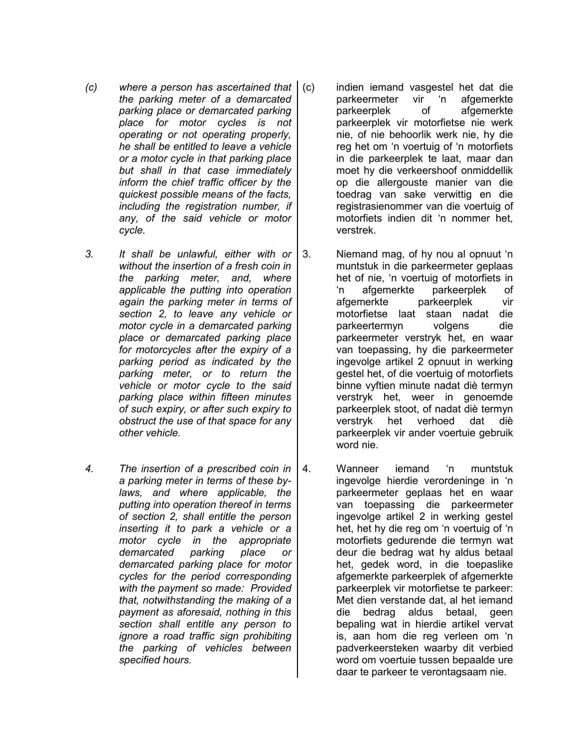*(c) where a person has ascertained that the parking meter of a demarcated parking place or demarcated parking place for motor cycles is not operating or not operating properly, he shall be entitled to leave a vehicle or a motor cycle in that parking place but shall in that case immediately inform the chief traffic officer by the quickest possible means of the facts, including the registration number, if any, of the said vehicle or motor cycle.*

(c) indien iemand vasgestel het dat die parkeermeter vir 'n afgemerkte parkeerplek of afgemerkte parkeerplek vir motorfietse nie werk nie, of nie behoorlik werk nie, hy die reg het om 'n voertuig of 'n motorfiets in die parkeerplek te laat, maar dan moet hy die verkeershoof onmiddellik op die allergouste manier van die toedrag van sake verwittig en die registrasienommer van die voertuig of motorfiets indien dit 'n nommer het, verstrek.

*3. It shall be unlawful, either with or without the insertion of a fresh coin in the parking meter, and, where applicable the putting into operation again the parking meter in terms of section 2, to leave any vehicle or motor cycle in a demarcated parking place or demarcated parking place for motorcycles after the expiry of a parking period as indicated by the parking meter, or to return the vehicle or motor cycle to the said parking place within fifteen minutes of such expiry, or after such expiry to obstruct the use of that space for any other vehicle.*

3. Niemand mag, of hy nou al opnuut 'n muntstuk in die parkeermeter geplaas het of nie, 'n voertuig of motorfiets in 'n afgemerkte parkeerplek of afgemerkte parkeerplek vir motorfietse laat staan nadat die parkeertermyn volgens die parkeermeter verstryk het, en waar van toepassing, hy die parkeermeter ingevolge artikel 2 opnuut in werking gestel het, of die voertuig of motorfiets binne vyftien minute nadat diè termyn verstryk het, weer in genoemde parkeerplek stoot, of nadat diè termyn verstryk het verhoed dat diè parkeerplek vir ander voertuie gebruik word nie.

*4. The insertion of a prescribed coin in a parking meter in terms of these by-laws, and where applicable, the putting into operation thereof in terms of section 2, shall entitle the person inserting it to park a vehicle or a motor cycle in the appropriate demarcated parking place or demarcated parking place for motor cycles for the period corresponding with the payment so made: Provided that, notwithstanding the making of a payment as aforesaid, nothing in this section shall entitle any person to ignore a road traffic sign prohibiting the parking of vehicles between specified hours.*

4. Wanneer iemand 'n muntstuk ingevolge hierdie verordeninge in 'n parkeermeter geplaas het en waar van toepassing die parkeermeter ingevolge artikel 2 in werking gestel het, het hy die reg om 'n voertuig of 'n motorfiets gedurende die termyn wat deur die bedrag wat hy aldus betaal het, gedek word, in die toepaslike afgemerkte parkeerplek of afgemerkte parkeerplek vir motorfietse te parkeer: Met dien verstande dat, al het iemand die bedrag aldus betaal, geen bepaling wat in hierdie artikel vervat is, aan hom die reg verleen om 'n padverkeersteken waarby dit verbied word om voertuie tussen bepaalde ure daar te parkeer te verontagsaam nie.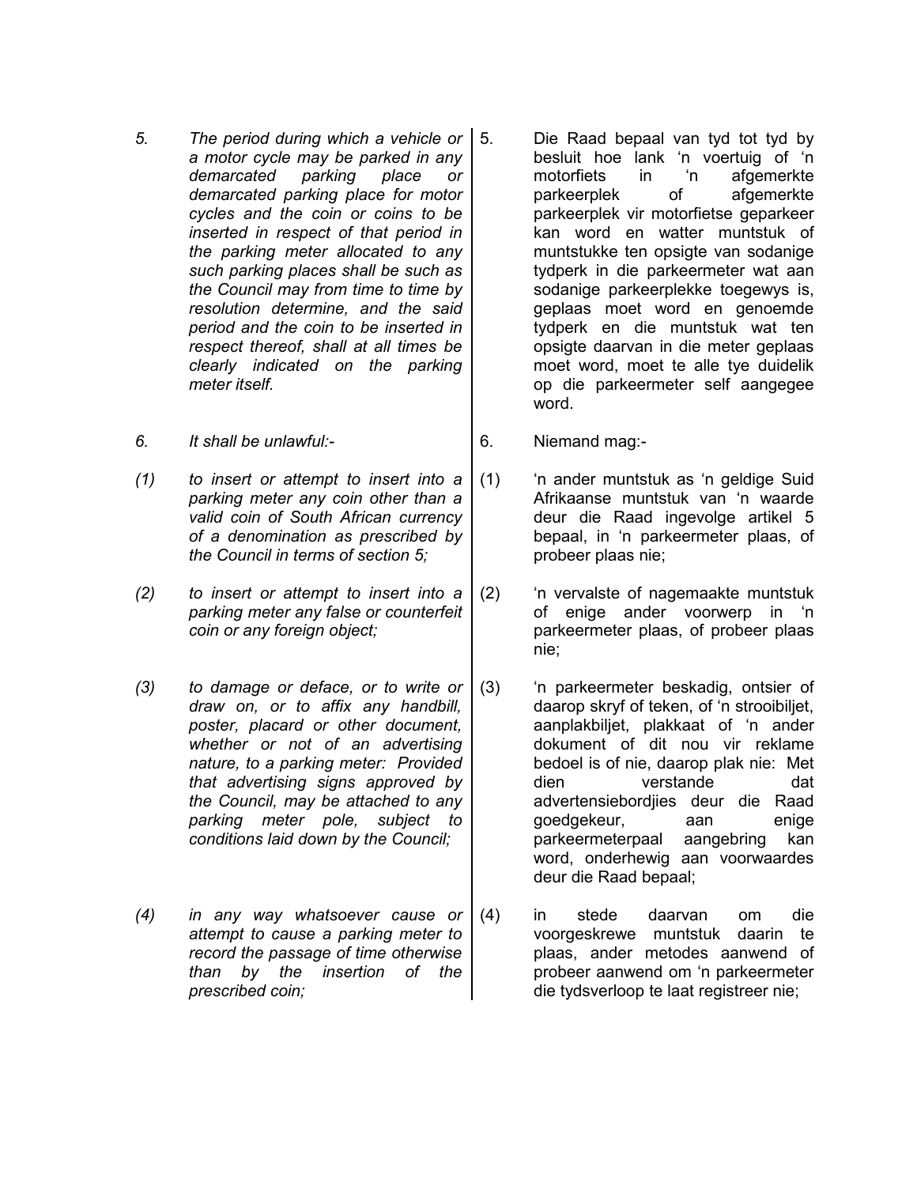*5. The period during which a vehicle or a motor cycle may be parked in any demarcated parking place or demarcated parking place for motor cycles and the coin or coins to be inserted in respect of that period in the parking meter allocated to any such parking places shall be such as the Council may from time to time by resolution determine, and the said period and the coin to be inserted in respect thereof, shall at all times be clearly indicated on the parking meter itself.*

*6. It shall be unlawful:-*

*(1) to insert or attempt to insert into a parking meter any coin other than a valid coin of South African currency of a denomination as prescribed by the Council in terms of section 5;*

*(2) to insert or attempt to insert into a parking meter any false or counterfeit coin or any foreign object;*

*(3) to damage or deface, or to write or draw on, or to affix any handbill, poster, placard or other document, whether or not of an advertising nature, to a parking meter: Provided that advertising signs approved by the Council, may be attached to any parking meter pole, subject to conditions laid down by the Council;*

*(4) in any way whatsoever cause or attempt to cause a parking meter to record the passage of time otherwise than by the insertion of the prescribed coin;*

5. Die Raad bepaal van tyd tot tyd by besluit hoe lank 'n voertuig of 'n motorfiets in 'n afgemerkte parkeerplek of afgemerkte parkeerplek vir motorfietse geparkeer kan word en watter muntstuk of muntstukke ten opsigte van sodanige tydperk in die parkeermeter wat aan sodanige parkeerplekke toegewys is, geplaas moet word en genoemde tydperk en die muntstuk wat ten opsigte daarvan in die meter geplaas moet word, moet te alle tye duidelik op die parkeermeter self aangegee word.

6. Niemand mag:-

(1) 'n ander muntstuk as 'n geldige Suid Afrikaanse muntstuk van 'n waarde deur die Raad ingevolge artikel 5 bepaal, in 'n parkeermeter plaas, of probeer plaas nie;

(2) 'n vervalste of nagemaakte muntstuk of enige ander voorwerp in 'n parkeermeter plaas, of probeer plaas nie;

(3) 'n parkeermeter beskadig, ontsier of daarop skryf of teken, of 'n strooibiljet, aanplakbiljet, plakkaat of 'n ander dokument of dit nou vir reklame bedoel is of nie, daarop plak nie: Met dien verstande dat advertensiebordjies deur die Raad goedgekeur, aan enige parkeermeterpaal aangebring kan word, onderhewig aan voorwaardes deur die Raad bepaal;

(4) in stede daarvan om die voorgeskrewe muntstuk daarin te plaas, ander metodes aanwend of probeer aanwend om 'n parkeermeter die tydsverloop te laat registreer nie;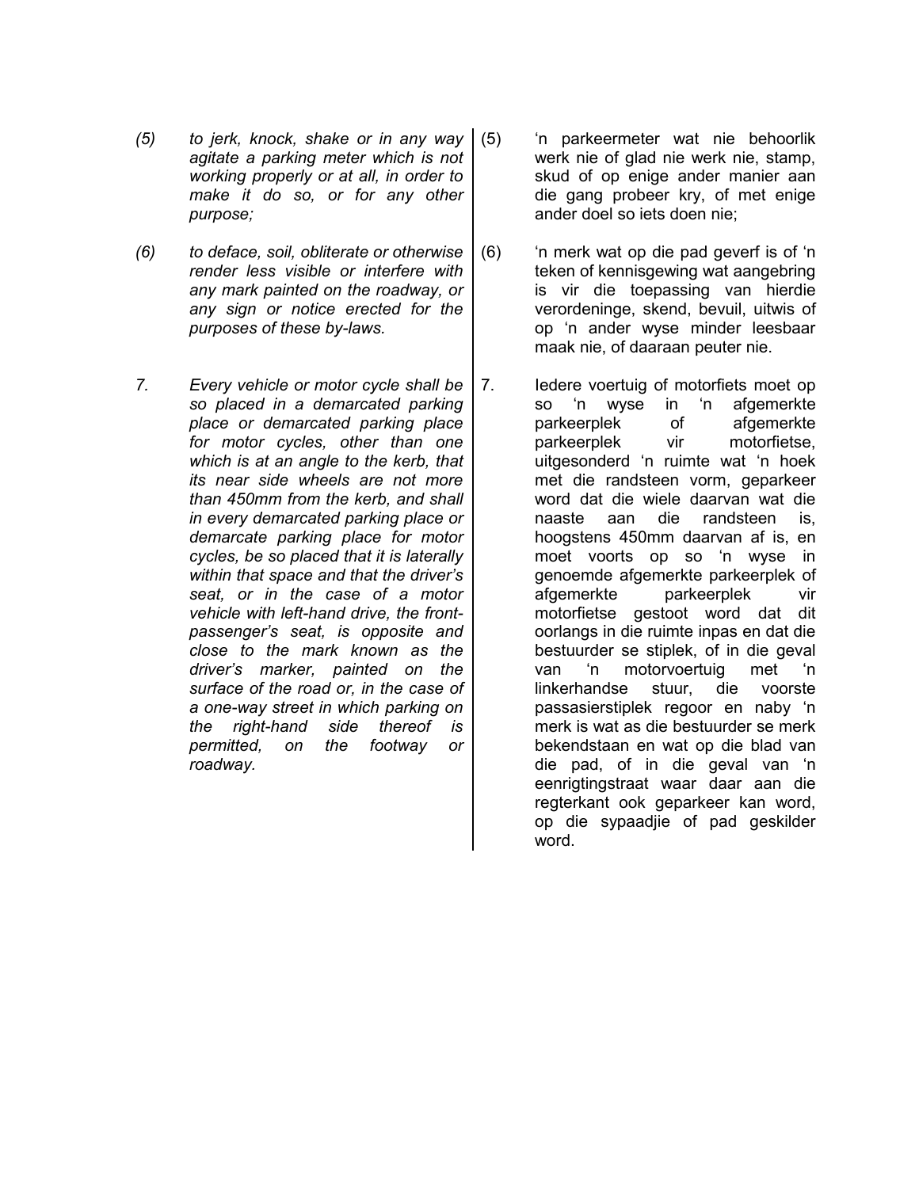*(5) to jerk, knock, shake or in any way agitate a parking meter which is not working properly or at all, in order to make it do so, or for any other purpose;*

*(6) to deface, soil, obliterate or otherwise render less visible or interfere with any mark painted on the roadway, or any sign or notice erected for the purposes of these by-laws.*

*7. Every vehicle or motor cycle shall be so placed in a demarcated parking place or demarcated parking place for motor cycles, other than one which is at an angle to the kerb, that its near side wheels are not more than 450mm from the kerb, and shall in every demarcated parking place or demarcate parking place for motor cycles, be so placed that it is laterally within that space and that the driver's seat, or in the case of a motor vehicle with left-hand drive, the front-passenger's seat, is opposite and close to the mark known as the driver's marker, painted on the surface of the road or, in the case of a one-way street in which parking on the right-hand side thereof is permitted, on the footway or roadway.*

(5) 'n parkeermeter wat nie behoorlik werk nie of glad nie werk nie, stamp, skud of op enige ander manier aan die gang probeer kry, of met enige ander doel so iets doen nie;

(6) 'n merk wat op die pad geverf is of 'n teken of kennisgewing wat aangebring is vir die toepassing van hierdie verordeninge, skend, bevuil, uitwis of op 'n ander wyse minder leesbaar maak nie, of daaraan peuter nie.

7. Iedere voertuig of motorfiets moet op so 'n wyse in 'n afgemerkte parkeerplek of afgemerkte parkeerplek vir motorfietse, uitgesonderd 'n ruimte wat 'n hoek met die randsteen vorm, geparkeer word dat die wiele daarvan wat die naaste aan die randsteen is, hoogstens 450mm daarvan af is, en moet voorts op so 'n wyse in genoemde afgemerkte parkeerplek of afgemerkte parkeerplek vir motorfietse gestoot word dat dit oorlangs in die ruimte inpas en dat die bestuurder se stiplek, of in die geval van 'n motorvoertuig met 'n linkerhandse stuur, die voorste passasierstiplek regoor en naby 'n merk is wat as die bestuurder se merk bekendstaan en wat op die blad van die pad, of in die geval van 'n eenrigtingstraat waar daar aan die regterkant ook geparkeer kan word, op die sypaadjie of pad geskilder word.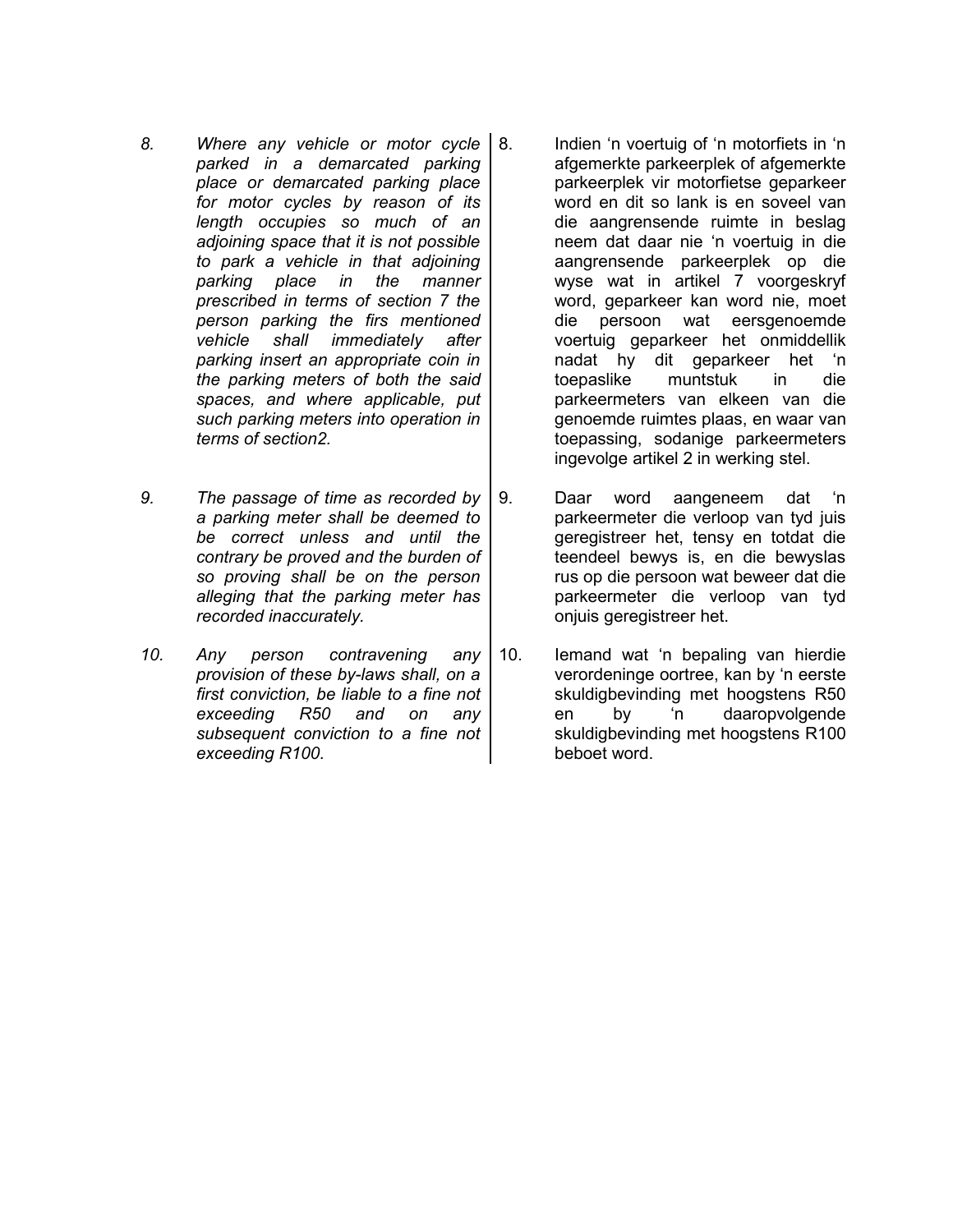*8. Where any vehicle or motor cycle parked in a demarcated parking place or demarcated parking place for motor cycles by reason of its length occupies so much of an adjoining space that it is not possible to park a vehicle in that adjoining parking place in the manner prescribed in terms of section 7 the person parking the firs mentioned vehicle shall immediately after parking insert an appropriate coin in the parking meters of both the said spaces, and where applicable, put such parking meters into operation in terms of section2.*

8. Indien 'n voertuig of 'n motorfiets in 'n afgemerkte parkeerplek of afgemerkte parkeerplek vir motorfietse geparkeer word en dit so lank is en soveel van die aangrensende ruimte in beslag neem dat daar nie 'n voertuig in die aangrensende parkeerplek op die wyse wat in artikel 7 voorgeskryf word, geparkeer kan word nie, moet die persoon wat eersgenoemde voertuig geparkeer het onmiddellik nadat hy dit geparkeer het 'n toepaslike muntstuk in die parkeermeters van elkeen van die genoemde ruimtes plaas, en waar van toepassing, sodanige parkeermeters ingevolge artikel 2 in werking stel.

*9. The passage of time as recorded by a parking meter shall be deemed to be correct unless and until the contrary be proved and the burden of so proving shall be on the person alleging that the parking meter has recorded inaccurately.*

9. Daar word aangeneem dat 'n parkeermeter die verloop van tyd juis geregistreer het, tensy en totdat die teendeel bewys is, en die bewyslas rus op die persoon wat beweer dat die parkeermeter die verloop van tyd onjuis geregistreer het.

*10. Any person contravening any provision of these by-laws shall, on a first conviction, be liable to a fine not exceeding R50 and on any subsequent conviction to a fine not exceeding R100.*

10. Iemand wat 'n bepaling van hierdie verordeninge oortree, kan by 'n eerste skuldigbevinding met hoogstens R50 en by 'n daaropvolgende skuldigbevinding met hoogstens R100 beboet word.